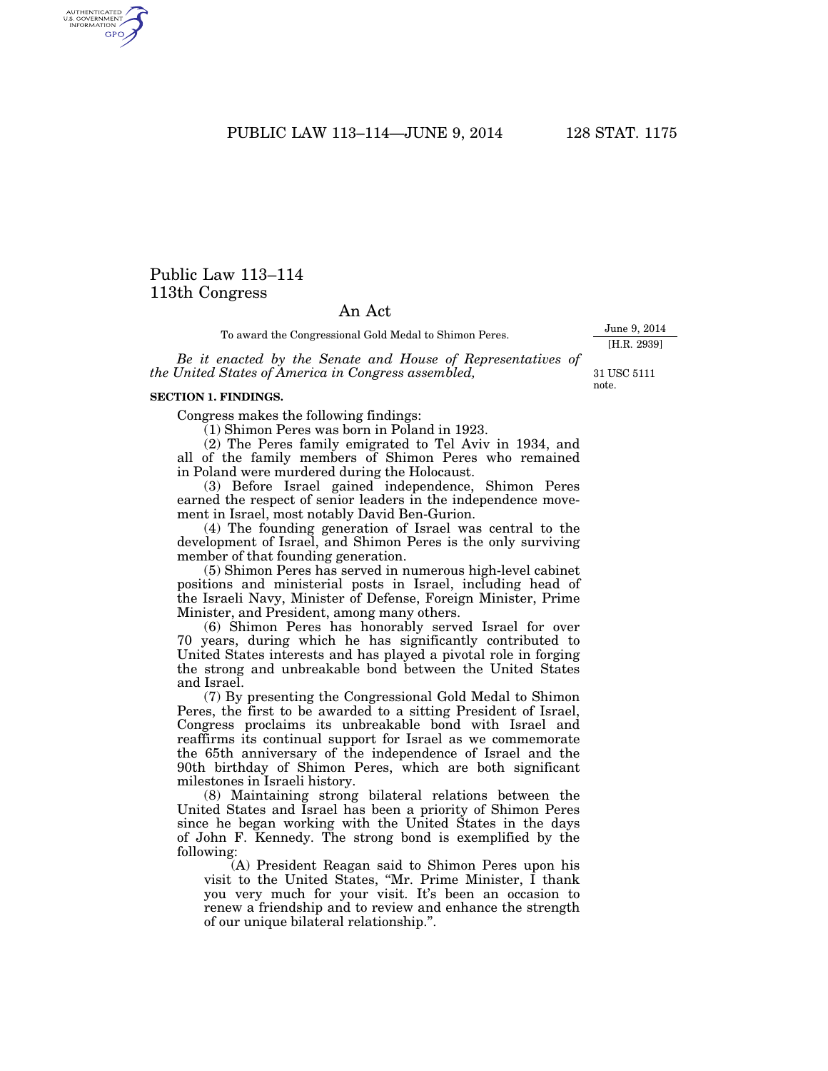# Public Law 113–114
# 113th Congress

## An Act

To award the Congressional Gold Medal to Shimon Peres.

June 9, 2014
[H.R. 2939]

*Be it enacted by the Senate and House of Representatives of the United States of America in Congress assembled,*

31 USC 5111 note.

**SECTION 1. FINDINGS.**

Congress makes the following findings:

(1) Shimon Peres was born in Poland in 1923.

(2) The Peres family emigrated to Tel Aviv in 1934, and all of the family members of Shimon Peres who remained in Poland were murdered during the Holocaust.

(3) Before Israel gained independence, Shimon Peres earned the respect of senior leaders in the independence movement in Israel, most notably David Ben-Gurion.

(4) The founding generation of Israel was central to the development of Israel, and Shimon Peres is the only surviving member of that founding generation.

(5) Shimon Peres has served in numerous high-level cabinet positions and ministerial posts in Israel, including head of the Israeli Navy, Minister of Defense, Foreign Minister, Prime Minister, and President, among many others.

(6) Shimon Peres has honorably served Israel for over 70 years, during which he has significantly contributed to United States interests and has played a pivotal role in forging the strong and unbreakable bond between the United States and Israel.

(7) By presenting the Congressional Gold Medal to Shimon Peres, the first to be awarded to a sitting President of Israel, Congress proclaims its unbreakable bond with Israel and reaffirms its continual support for Israel as we commemorate the 65th anniversary of the independence of Israel and the 90th birthday of Shimon Peres, which are both significant milestones in Israeli history.

(8) Maintaining strong bilateral relations between the United States and Israel has been a priority of Shimon Peres since he began working with the United States in the days of John F. Kennedy. The strong bond is exemplified by the following:

(A) President Reagan said to Shimon Peres upon his visit to the United States, "Mr. Prime Minister, I thank you very much for your visit. It's been an occasion to renew a friendship and to review and enhance the strength of our unique bilateral relationship.".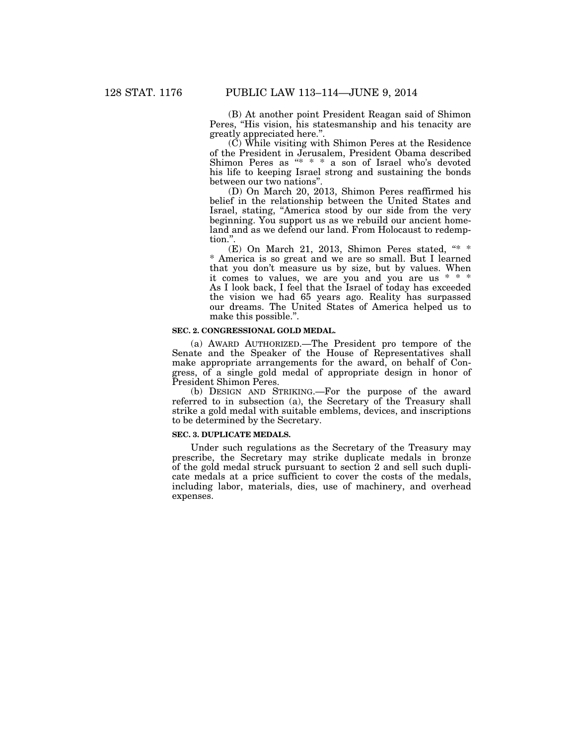(B) At another point President Reagan said of Shimon Peres, "His vision, his statesmanship and his tenacity are greatly appreciated here.".

(C) While visiting with Shimon Peres at the Residence of the President in Jerusalem, President Obama described Shimon Peres as "* * * a son of Israel who's devoted his life to keeping Israel strong and sustaining the bonds between our two nations".

(D) On March 20, 2013, Shimon Peres reaffirmed his belief in the relationship between the United States and Israel, stating, "America stood by our side from the very beginning. You support us as we rebuild our ancient homeland and as we defend our land. From Holocaust to redemption.".

(E) On March 21, 2013, Shimon Peres stated, "* * * America is so great and we are so small. But I learned that you don't measure us by size, but by values. When it comes to values, we are you and you are us * * * As I look back, I feel that the Israel of today has exceeded the vision we had 65 years ago. Reality has surpassed our dreams. The United States of America helped us to make this possible.".

**SEC. 2. CONGRESSIONAL GOLD MEDAL.**

(a) AWARD AUTHORIZED.—The President pro tempore of the Senate and the Speaker of the House of Representatives shall make appropriate arrangements for the award, on behalf of Congress, of a single gold medal of appropriate design in honor of President Shimon Peres.

(b) DESIGN AND STRIKING.—For the purpose of the award referred to in subsection (a), the Secretary of the Treasury shall strike a gold medal with suitable emblems, devices, and inscriptions to be determined by the Secretary.

**SEC. 3. DUPLICATE MEDALS.**

Under such regulations as the Secretary of the Treasury may prescribe, the Secretary may strike duplicate medals in bronze of the gold medal struck pursuant to section 2 and sell such duplicate medals at a price sufficient to cover the costs of the medals, including labor, materials, dies, use of machinery, and overhead expenses.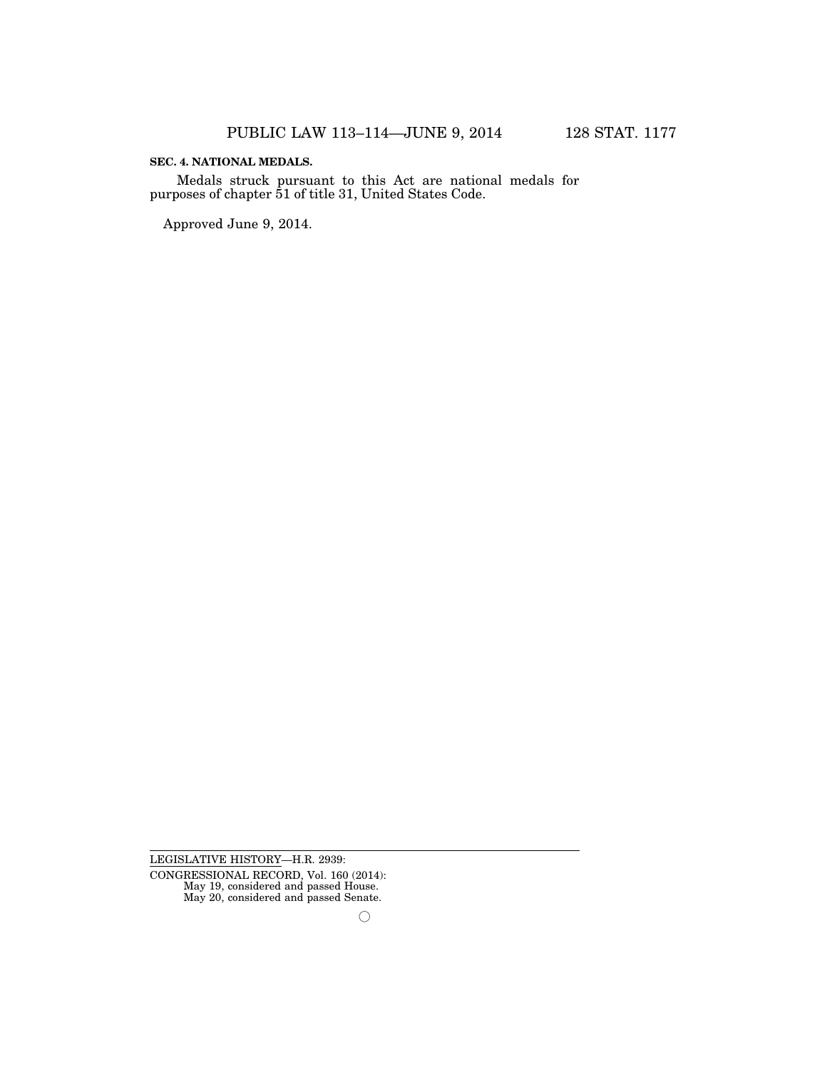**SEC. 4. NATIONAL MEDALS.**

Medals struck pursuant to this Act are national medals for purposes of chapter 51 of title 31, United States Code.

Approved June 9, 2014.

---

LEGISLATIVE HISTORY—H.R. 2939:

CONGRESSIONAL RECORD, Vol. 160 (2014):

May 19, considered and passed House.

May 20, considered and passed Senate.